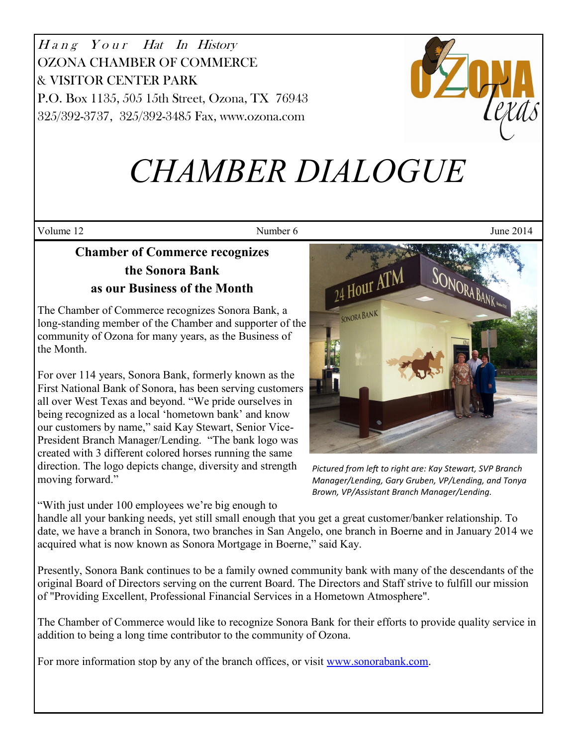Hang Your Hat In History
OZONA CHAMBER OF COMMERCE
& VISITOR CENTER PARK
P.O. Box 1135, 505 15th Street, Ozona, TX 76943
325/392-3737, 325/392-3485 Fax, www.ozona.com

# CHAMBER DIALOGUE

Volume 12 | Number 6 | June 2014

## Chamber of Commerce recognizes the Sonora Bank as our Business of the Month

The Chamber of Commerce recognizes Sonora Bank, a long-standing member of the Chamber and supporter of the community of Ozona for many years, as the Business of the Month.

For over 114 years, Sonora Bank, formerly known as the First National Bank of Sonora, has been serving customers all over West Texas and beyond. "We pride ourselves in being recognized as a local 'hometown bank' and know our customers by name," said Kay Stewart, Senior Vice-President Branch Manager/Lending. "The bank logo was created with 3 different colored horses running the same direction. The logo depicts change, diversity and strength moving forward."

*Pictured from left to right are: Kay Stewart, SVP Branch Manager/Lending, Gary Gruben, VP/Lending, and Tonya Brown, VP/Assistant Branch Manager/Lending.*

"With just under 100 employees we're big enough to handle all your banking needs, yet still small enough that you get a great customer/banker relationship. To date, we have a branch in Sonora, two branches in San Angelo, one branch in Boerne and in January 2014 we acquired what is now known as Sonora Mortgage in Boerne," said Kay.

Presently, Sonora Bank continues to be a family owned community bank with many of the descendants of the original Board of Directors serving on the current Board. The Directors and Staff strive to fulfill our mission of "Providing Excellent, Professional Financial Services in a Hometown Atmosphere".

The Chamber of Commerce would like to recognize Sonora Bank for their efforts to provide quality service in addition to being a long time contributor to the community of Ozona.

For more information stop by any of the branch offices, or visit www.sonorabank.com.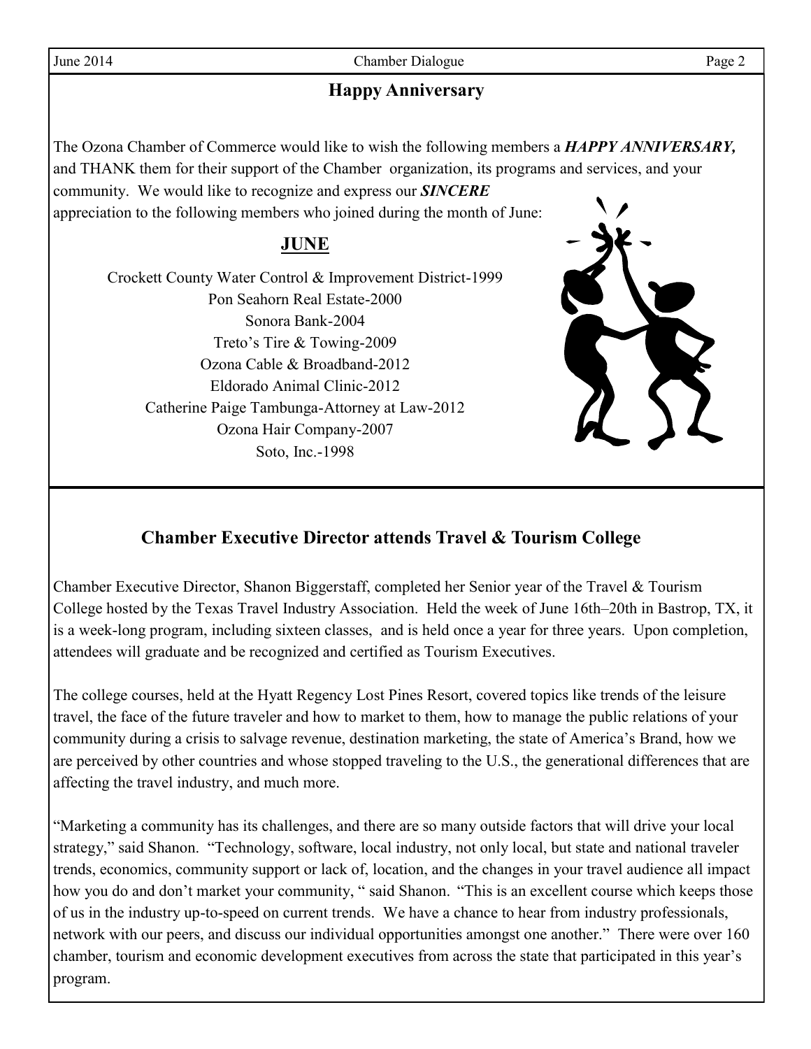## Happy Anniversary

The Ozona Chamber of Commerce would like to wish the following members a ***HAPPY ANNIVERSARY,*** and THANK them for their support of the Chamber organization, its programs and services, and your community. We would like to recognize and express our ***SINCERE*** appreciation to the following members who joined during the month of June:

### JUNE

Crockett County Water Control & Improvement District-1999
Pon Seahorn Real Estate-2000
Sonora Bank-2004
Treto's Tire & Towing-2009
Ozona Cable & Broadband-2012
Eldorado Animal Clinic-2012
Catherine Paige Tambunga-Attorney at Law-2012
Ozona Hair Company-2007
Soto, Inc.-1998

## Chamber Executive Director attends Travel & Tourism College

Chamber Executive Director, Shanon Biggerstaff, completed her Senior year of the Travel & Tourism College hosted by the Texas Travel Industry Association. Held the week of June 16th–20th in Bastrop, TX, it is a week-long program, including sixteen classes, and is held once a year for three years. Upon completion, attendees will graduate and be recognized and certified as Tourism Executives.

The college courses, held at the Hyatt Regency Lost Pines Resort, covered topics like trends of the leisure travel, the face of the future traveler and how to market to them, how to manage the public relations of your community during a crisis to salvage revenue, destination marketing, the state of America's Brand, how we are perceived by other countries and whose stopped traveling to the U.S., the generational differences that are affecting the travel industry, and much more.

"Marketing a community has its challenges, and there are so many outside factors that will drive your local strategy," said Shanon. "Technology, software, local industry, not only local, but state and national traveler trends, economics, community support or lack of, location, and the changes in your travel audience all impact how you do and don't market your community, " said Shanon. "This is an excellent course which keeps those of us in the industry up-to-speed on current trends. We have a chance to hear from industry professionals, network with our peers, and discuss our individual opportunities amongst one another." There were over 160 chamber, tourism and economic development executives from across the state that participated in this year's program.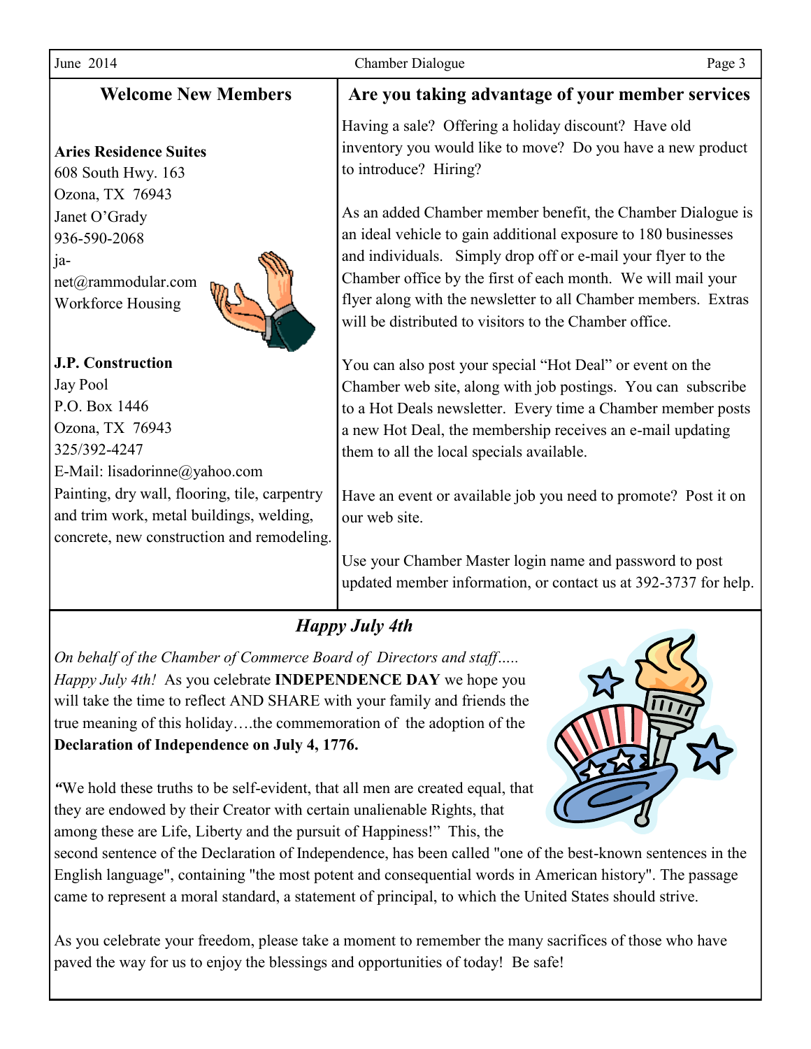## Welcome New Members

**Aries Residence Suites**
608 South Hwy. 163
Ozona, TX 76943
Janet O'Grady
936-590-2068
janet@rammodular.com
Workforce Housing

**J.P. Construction**
Jay Pool
P.O. Box 1446
Ozona, TX 76943
325/392-4247
E-Mail: lisadorinne@yahoo.com
Painting, dry wall, flooring, tile, carpentry and trim work, metal buildings, welding, concrete, new construction and remodeling.

## Are you taking advantage of your member services

Having a sale? Offering a holiday discount? Have old inventory you would like to move? Do you have a new product to introduce? Hiring?

As an added Chamber member benefit, the Chamber Dialogue is an ideal vehicle to gain additional exposure to 180 businesses and individuals. Simply drop off or e-mail your flyer to the Chamber office by the first of each month. We will mail your flyer along with the newsletter to all Chamber members. Extras will be distributed to visitors to the Chamber office.

You can also post your special "Hot Deal" or event on the Chamber web site, along with job postings. You can subscribe to a Hot Deals newsletter. Every time a Chamber member posts a new Hot Deal, the membership receives an e-mail updating them to all the local specials available.

Have an event or available job you need to promote? Post it on our web site.

Use your Chamber Master login name and password to post updated member information, or contact us at 392-3737 for help.

## *Happy July 4th*

*On behalf of the Chamber of Commerce Board of Directors and staff….. Happy July 4th!* As you celebrate **INDEPENDENCE DAY** we hope you will take the time to reflect AND SHARE with your family and friends the true meaning of this holiday….the commemoration of the adoption of the **Declaration of Independence on July 4, 1776.**

*"*We hold these truths to be self-evident, that all men are created equal, that they are endowed by their Creator with certain unalienable Rights, that among these are Life, Liberty and the pursuit of Happiness!" This, the second sentence of the Declaration of Independence, has been called "one of the best-known sentences in the English language", containing "the most potent and consequential words in American history". The passage came to represent a moral standard, a statement of principal, to which the United States should strive.

As you celebrate your freedom, please take a moment to remember the many sacrifices of those who have paved the way for us to enjoy the blessings and opportunities of today! Be safe!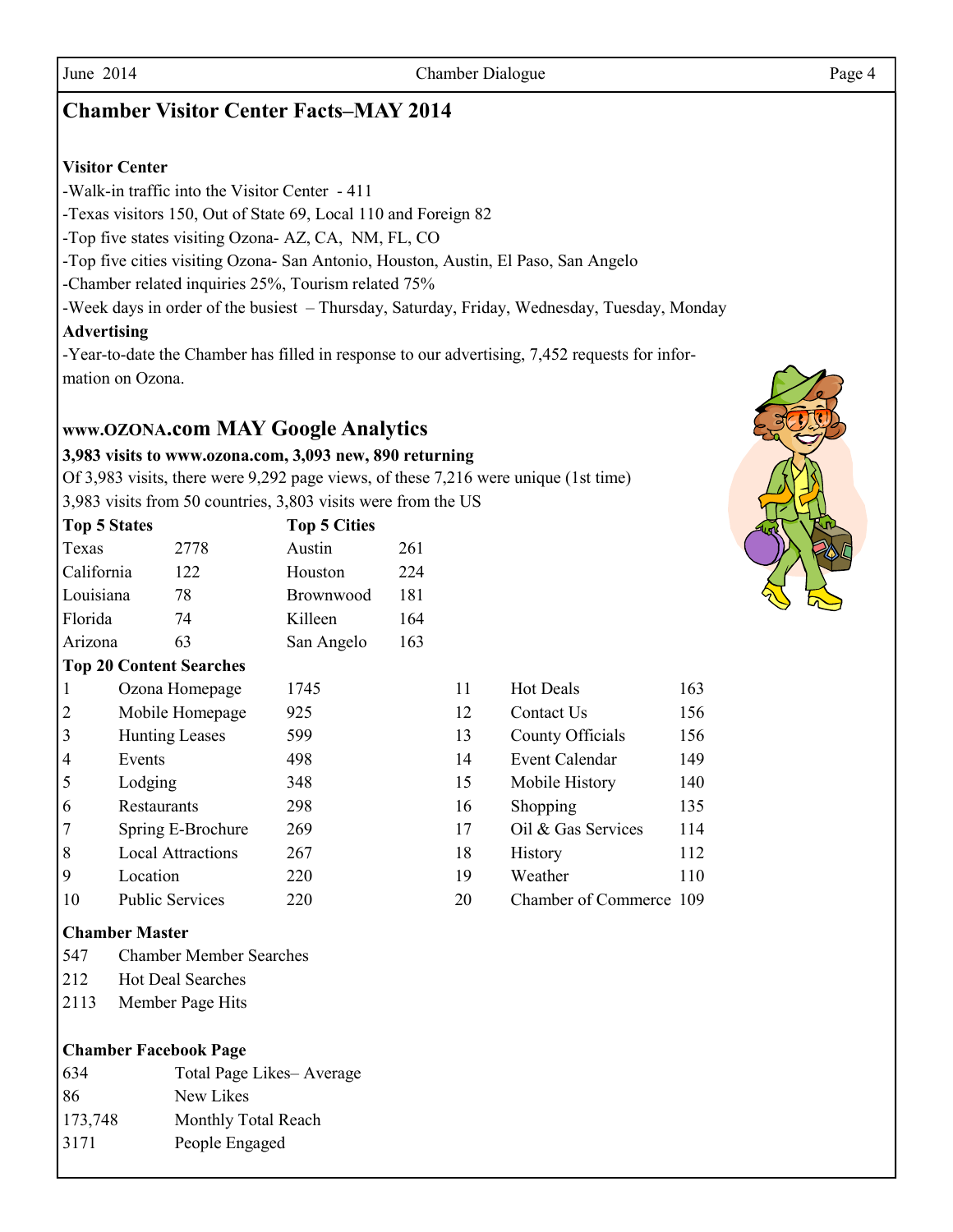## Chamber Visitor Center Facts–MAY 2014

**Visitor Center**

-Walk-in traffic into the Visitor Center - 411

-Texas visitors 150, Out of State 69, Local 110 and Foreign 82

-Top five states visiting Ozona- AZ, CA, NM, FL, CO

-Top five cities visiting Ozona- San Antonio, Houston, Austin, El Paso, San Angelo

-Chamber related inquiries 25%, Tourism related 75%

-Week days in order of the busiest – Thursday, Saturday, Friday, Wednesday, Tuesday, Monday

**Advertising**

-Year-to-date the Chamber has filled in response to our advertising, 7,452 requests for information on Ozona.

## www.OZONA.com MAY Google Analytics

**3,983 visits to www.ozona.com, 3,093 new, 890 returning**

Of 3,983 visits, there were 9,292 page views, of these 7,216 were unique (1st time)

3,983 visits from 50 countries, 3,803 visits were from the US

| Top 5 States | | Top 5 Cities | |
|---|---|---|---|
| Texas | 2778 | Austin | 261 |
| California | 122 | Houston | 224 |
| Louisiana | 78 | Brownwood | 181 |
| Florida | 74 | Killeen | 164 |
| Arizona | 63 | San Angelo | 163 |

**Top 20 Content Searches**

| | | | | | |
|---|---|---|---|---|---|
| 1 | Ozona Homepage | 1745 | 11 | Hot Deals | 163 |
| 2 | Mobile Homepage | 925 | 12 | Contact Us | 156 |
| 3 | Hunting Leases | 599 | 13 | County Officials | 156 |
| 4 | Events | 498 | 14 | Event Calendar | 149 |
| 5 | Lodging | 348 | 15 | Mobile History | 140 |
| 6 | Restaurants | 298 | 16 | Shopping | 135 |
| 7 | Spring E-Brochure | 269 | 17 | Oil & Gas Services | 114 |
| 8 | Local Attractions | 267 | 18 | History | 112 |
| 9 | Location | 220 | 19 | Weather | 110 |
| 10 | Public Services | 220 | 20 | Chamber of Commerce | 109 |

**Chamber Master**

| | |
|---|---|
| 547 | Chamber Member Searches |
| 212 | Hot Deal Searches |
| 2113 | Member Page Hits |

**Chamber Facebook Page**

| | |
|---|---|
| 634 | Total Page Likes– Average |
| 86 | New Likes |
| 173,748 | Monthly Total Reach |
| 3171 | People Engaged |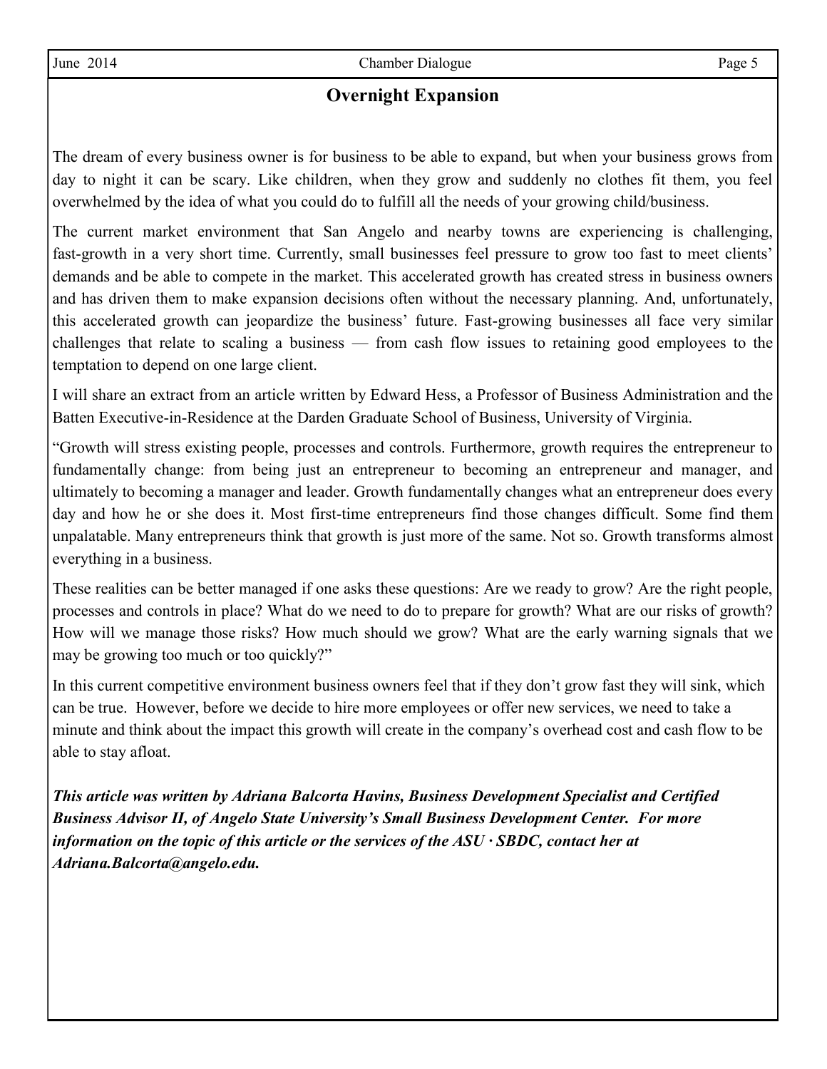# Overnight Expansion

The dream of every business owner is for business to be able to expand, but when your business grows from day to night it can be scary. Like children, when they grow and suddenly no clothes fit them, you feel overwhelmed by the idea of what you could do to fulfill all the needs of your growing child/business.

The current market environment that San Angelo and nearby towns are experiencing is challenging, fast-growth in a very short time. Currently, small businesses feel pressure to grow too fast to meet clients' demands and be able to compete in the market. This accelerated growth has created stress in business owners and has driven them to make expansion decisions often without the necessary planning. And, unfortunately, this accelerated growth can jeopardize the business' future. Fast-growing businesses all face very similar challenges that relate to scaling a business — from cash flow issues to retaining good employees to the temptation to depend on one large client.

I will share an extract from an article written by Edward Hess, a Professor of Business Administration and the Batten Executive-in-Residence at the Darden Graduate School of Business, University of Virginia.

"Growth will stress existing people, processes and controls. Furthermore, growth requires the entrepreneur to fundamentally change: from being just an entrepreneur to becoming an entrepreneur and manager, and ultimately to becoming a manager and leader. Growth fundamentally changes what an entrepreneur does every day and how he or she does it. Most first-time entrepreneurs find those changes difficult. Some find them unpalatable. Many entrepreneurs think that growth is just more of the same. Not so. Growth transforms almost everything in a business.

These realities can be better managed if one asks these questions: Are we ready to grow? Are the right people, processes and controls in place? What do we need to do to prepare for growth? What are our risks of growth? How will we manage those risks? How much should we grow? What are the early warning signals that we may be growing too much or too quickly?"

In this current competitive environment business owners feel that if they don't grow fast they will sink, which can be true. However, before we decide to hire more employees or offer new services, we need to take a minute and think about the impact this growth will create in the company's overhead cost and cash flow to be able to stay afloat.

***This article was written by Adriana Balcorta Havins, Business Development Specialist and Certified Business Advisor II, of Angelo State University's Small Business Development Center. For more information on the topic of this article or the services of the ASU · SBDC, contact her at Adriana.Balcorta@angelo.edu.***